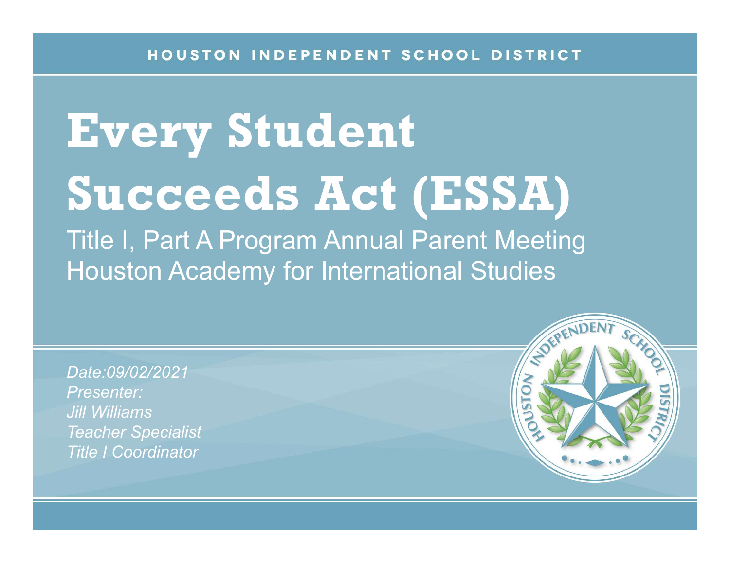HOUSTON INDEPENDENT SCHOOL DISTRICT

# Every Student Succeeds Act (ESSA)

## Title I, Part A Program Annual Parent Meeting
## Houston Academy for International Studies

*Date:09/02/2021*
*Presenter:*
*Jill Williams*
*Teacher Specialist*
*Title I Coordinator*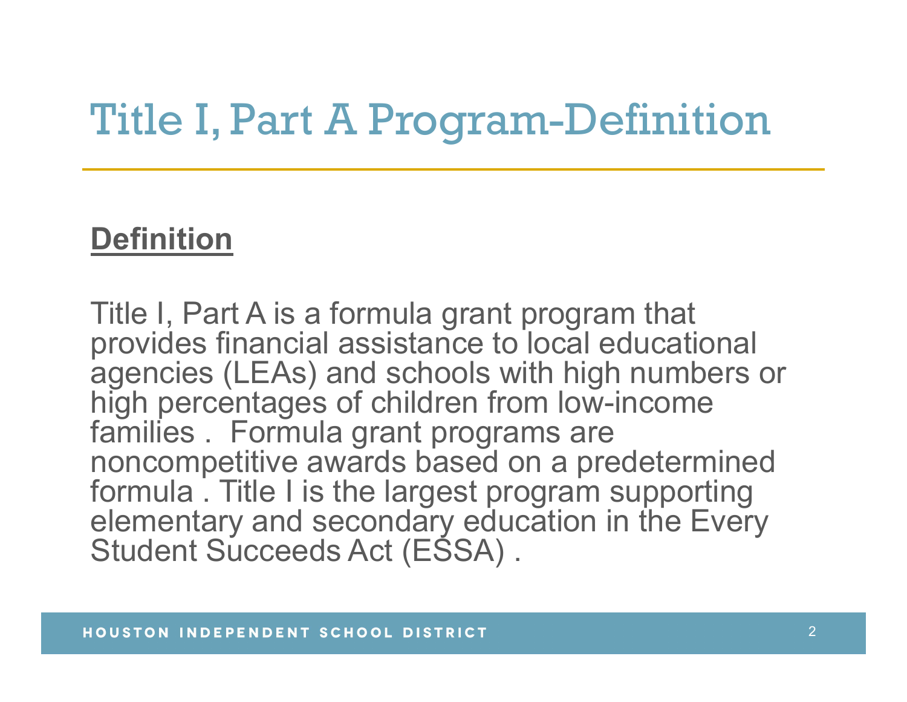# Title I, Part A Program-Definition

**Definition**

Title I, Part A is a formula grant program that provides financial assistance to local educational agencies (LEAs) and schools with high numbers or high percentages of children from low-income families . Formula grant programs are noncompetitive awards based on a predetermined formula . Title I is the largest program supporting elementary and secondary education in the Every Student Succeeds Act (ESSA) .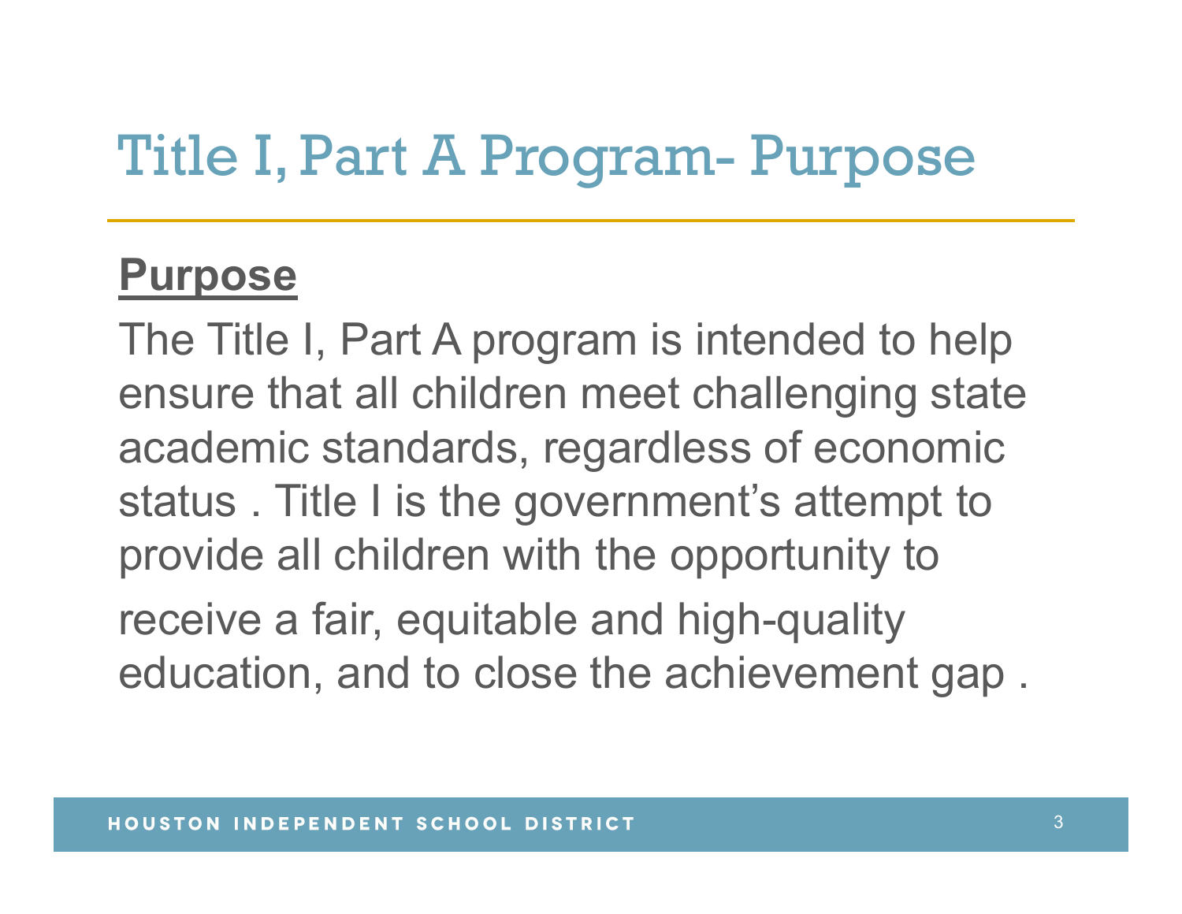# Title I, Part A Program- Purpose

**Purpose**

The Title I, Part A program is intended to help ensure that all children meet challenging state academic standards, regardless of economic status . Title I is the government's attempt to provide all children with the opportunity to receive a fair, equitable and high-quality education, and to close the achievement gap .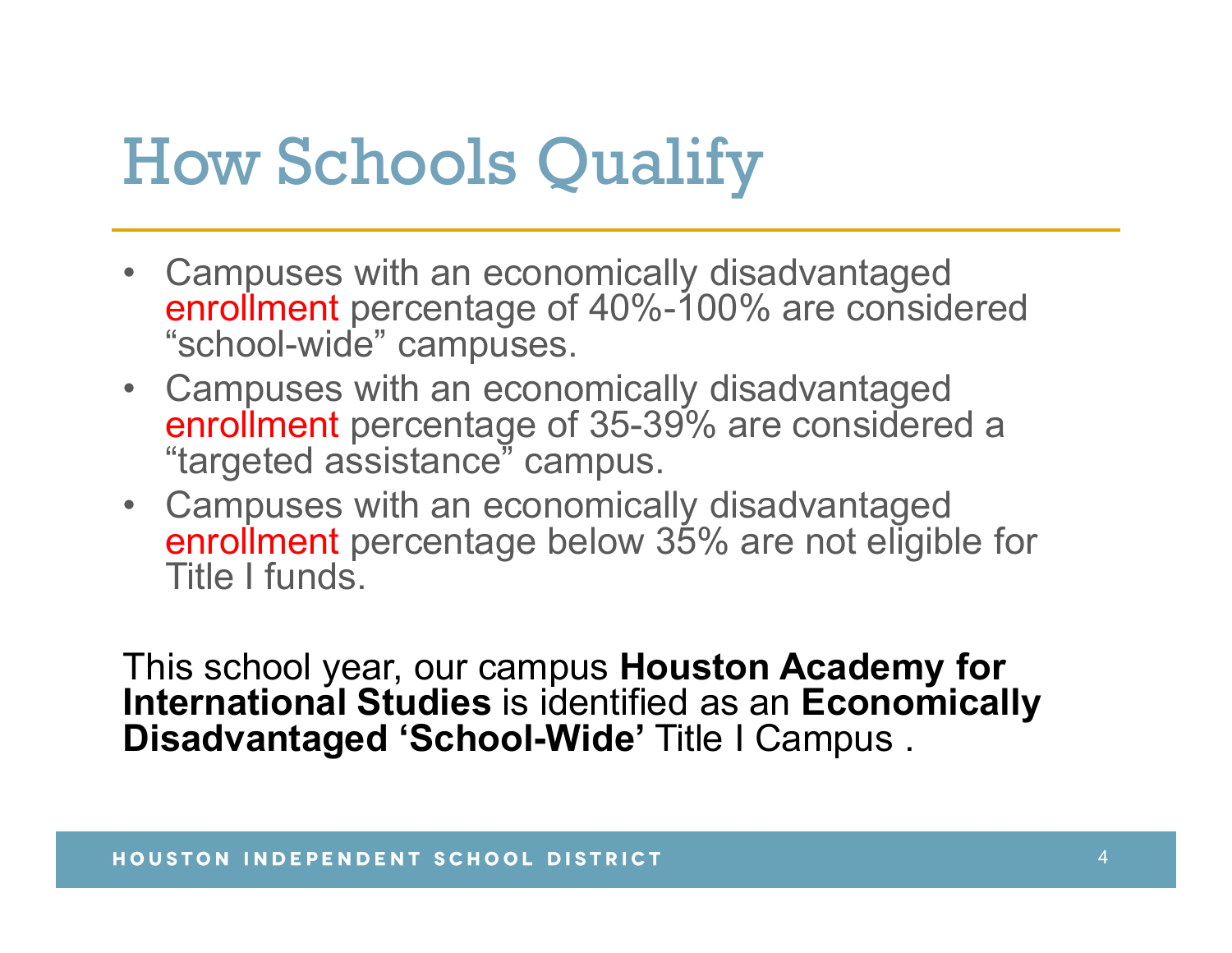# How Schools Qualify

- Campuses with an economically disadvantaged enrollment percentage of 40%-100% are considered “school-wide” campuses.
- Campuses with an economically disadvantaged enrollment percentage of 35-39% are considered a “targeted assistance” campus.
- Campuses with an economically disadvantaged enrollment percentage below 35% are not eligible for Title I funds.

This school year, our campus **Houston Academy for International Studies** is identified as an **Economically Disadvantaged ‘School-Wide’** Title I Campus .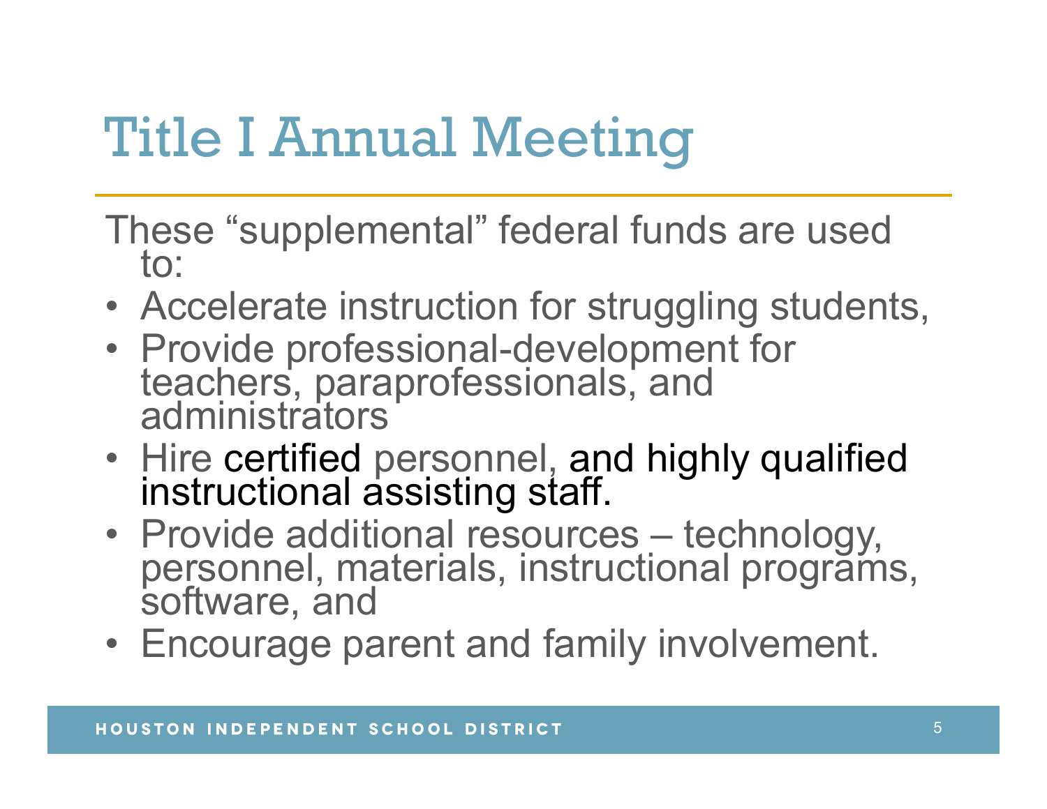# Title I Annual Meeting

These “supplemental” federal funds are used to:

- Accelerate instruction for struggling students,
- Provide professional-development for teachers, paraprofessionals, and administrators
- Hire certified personnel, and highly qualified instructional assisting staff.
- Provide additional resources – technology, personnel, materials, instructional programs, software, and
- Encourage parent and family involvement.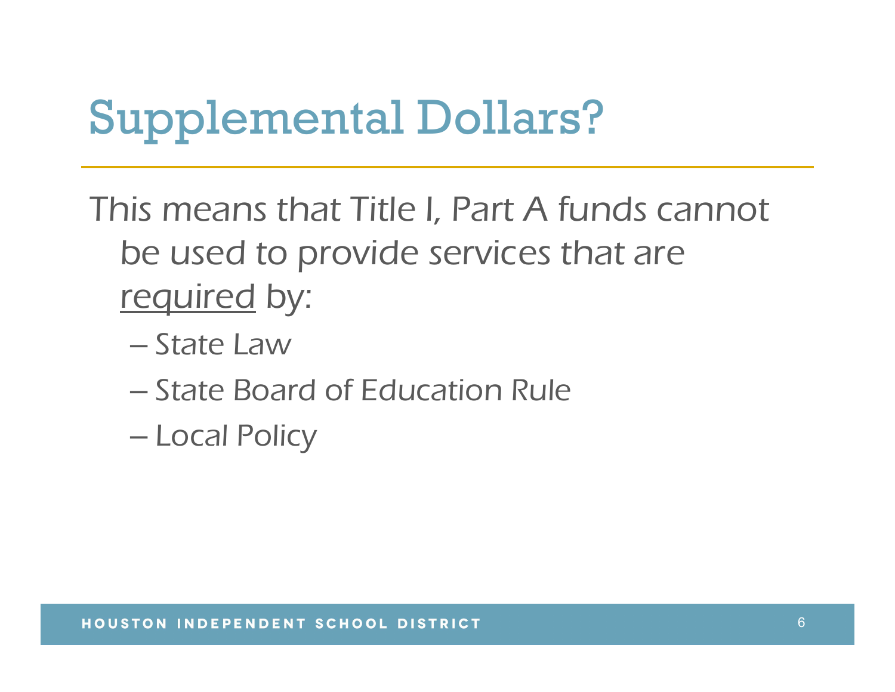# Supplemental Dollars?

*This means that Title I, Part A funds cannot be used to provide services that are <u>required</u> by:*

- *State Law*
- *State Board of Education Rule*
- *Local Policy*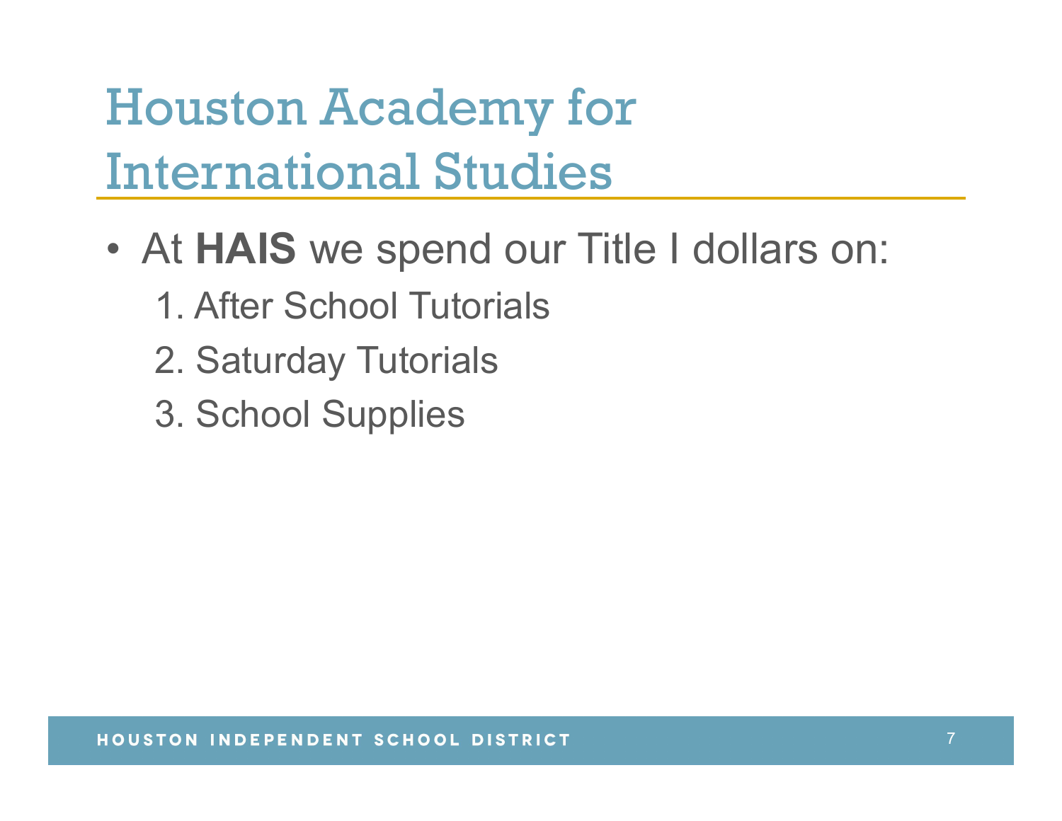# Houston Academy for International Studies

- At **HAIS** we spend our Title I dollars on:
  1. After School Tutorials
  2. Saturday Tutorials
  3. School Supplies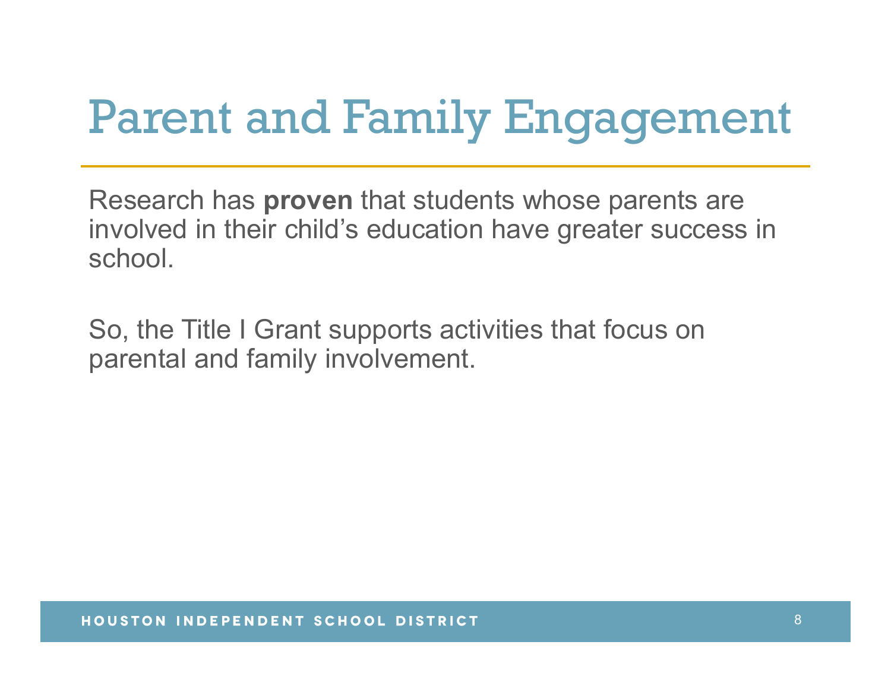# Parent and Family Engagement

Research has **proven** that students whose parents are involved in their child's education have greater success in school.

So, the Title I Grant supports activities that focus on parental and family involvement.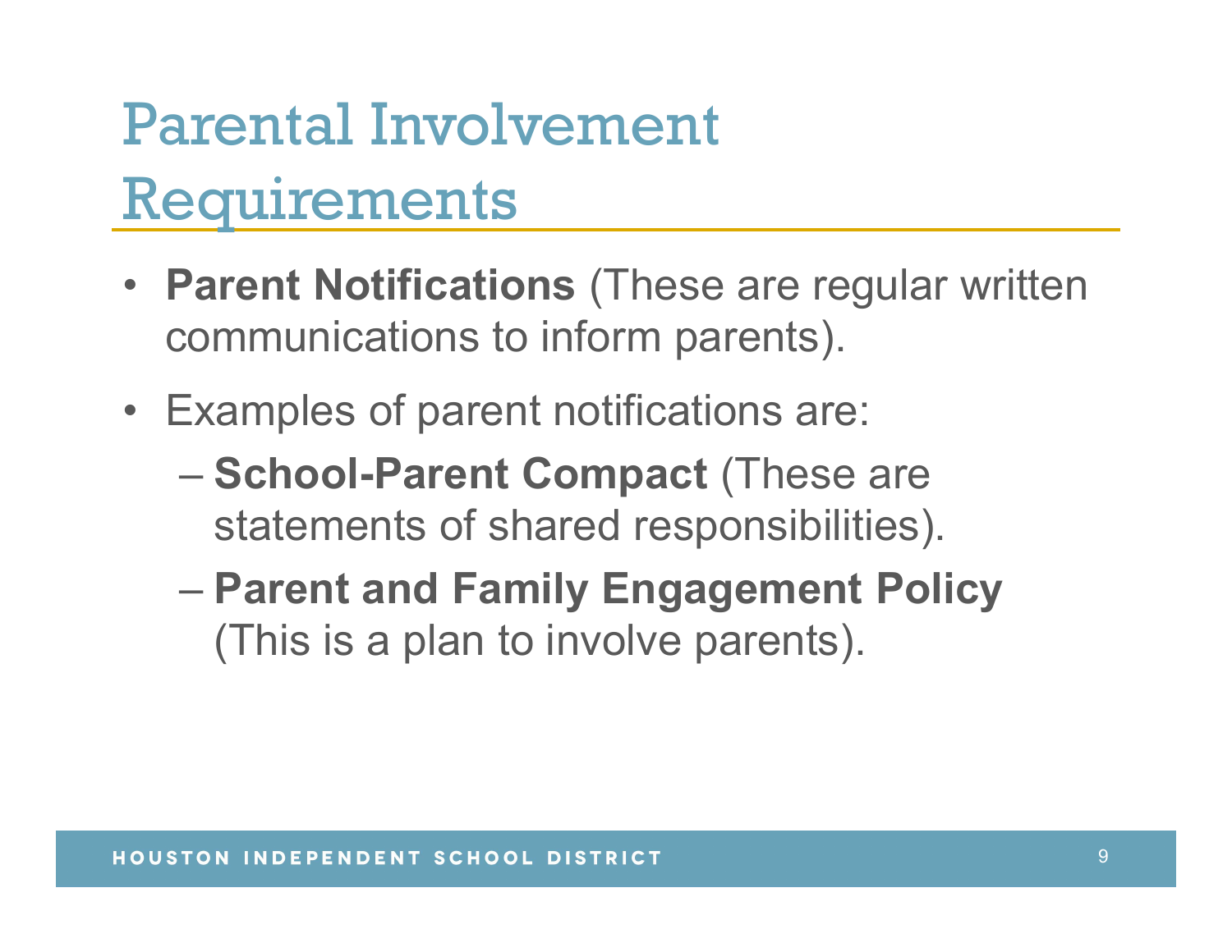# Parental Involvement Requirements

- **Parent Notifications** (These are regular written communications to inform parents).
- Examples of parent notifications are:
  - **School-Parent Compact** (These are statements of shared responsibilities).
  - **Parent and Family Engagement Policy** (This is a plan to involve parents).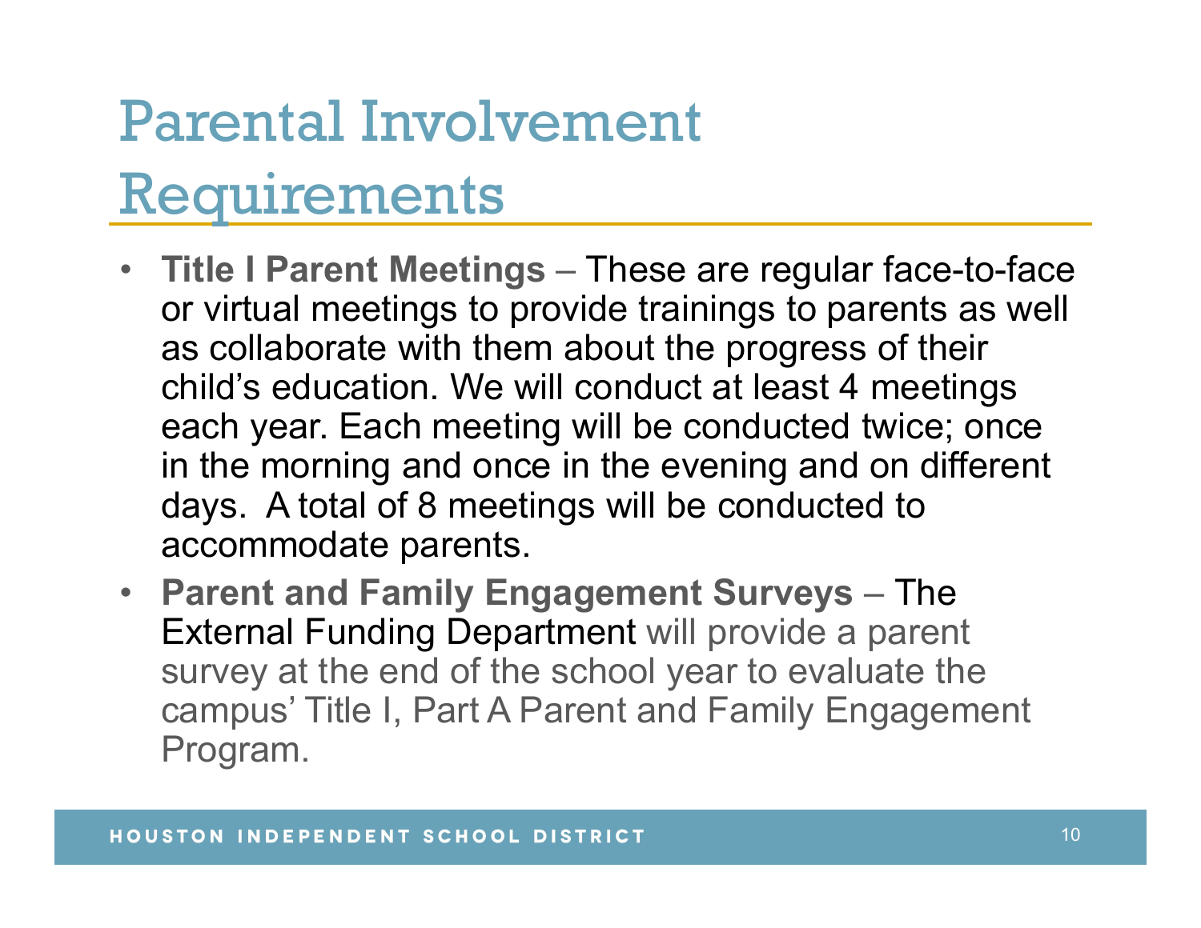# Parental Involvement Requirements

- **Title I Parent Meetings** – These are regular face-to-face or virtual meetings to provide trainings to parents as well as collaborate with them about the progress of their child's education. We will conduct at least 4 meetings each year. Each meeting will be conducted twice; once in the morning and once in the evening and on different days. A total of 8 meetings will be conducted to accommodate parents.
- **Parent and Family Engagement Surveys** – The External Funding Department will provide a parent survey at the end of the school year to evaluate the campus' Title I, Part A Parent and Family Engagement Program.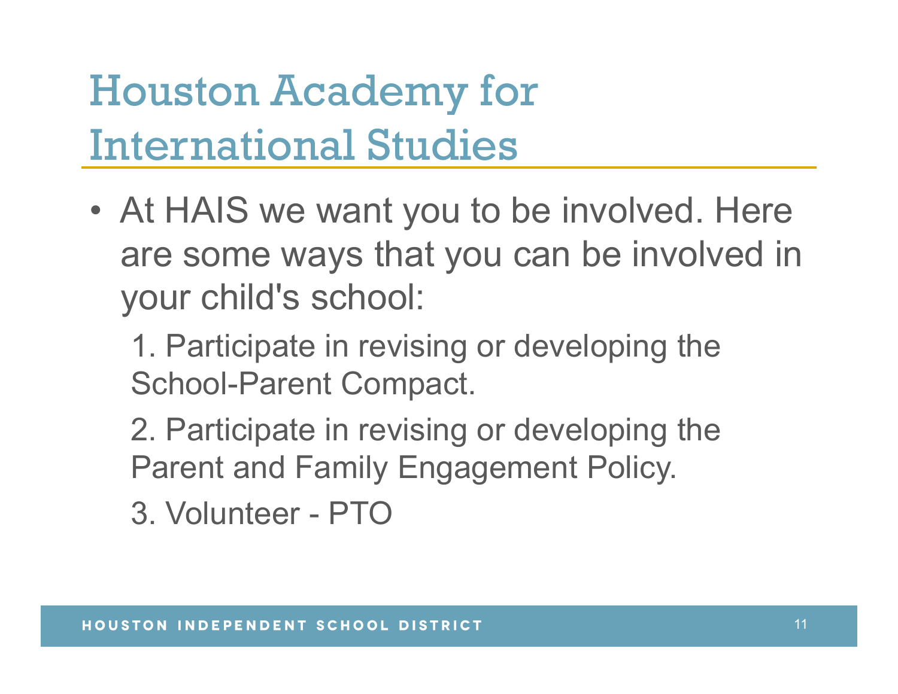# Houston Academy for International Studies

- At HAIS we want you to be involved. Here are some ways that you can be involved in your child's school:

  1. Participate in revising or developing the School-Parent Compact.
  2. Participate in revising or developing the Parent and Family Engagement Policy.
  3. Volunteer - PTO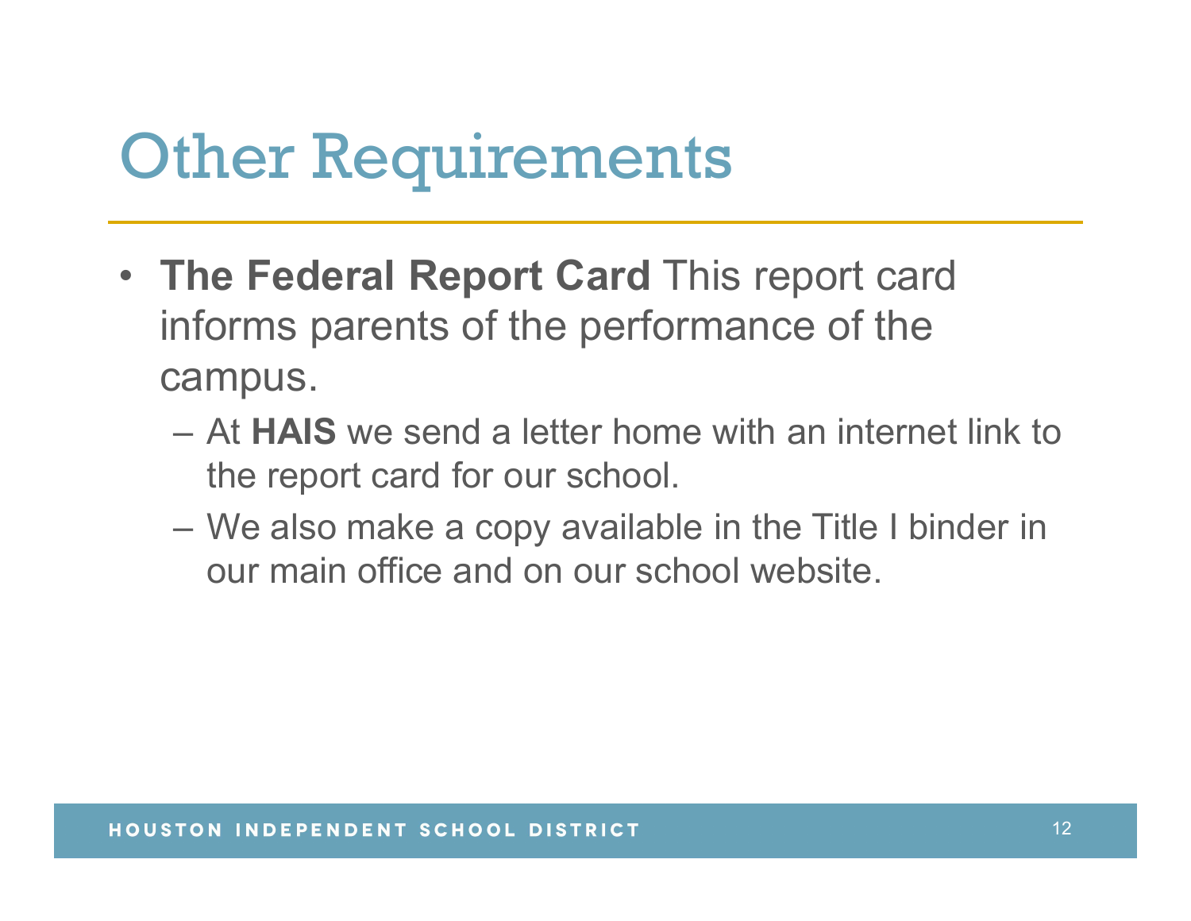# Other Requirements

- **The Federal Report Card** This report card informs parents of the performance of the campus.
  - At **HAIS** we send a letter home with an internet link to the report card for our school.
  - We also make a copy available in the Title I binder in our main office and on our school website.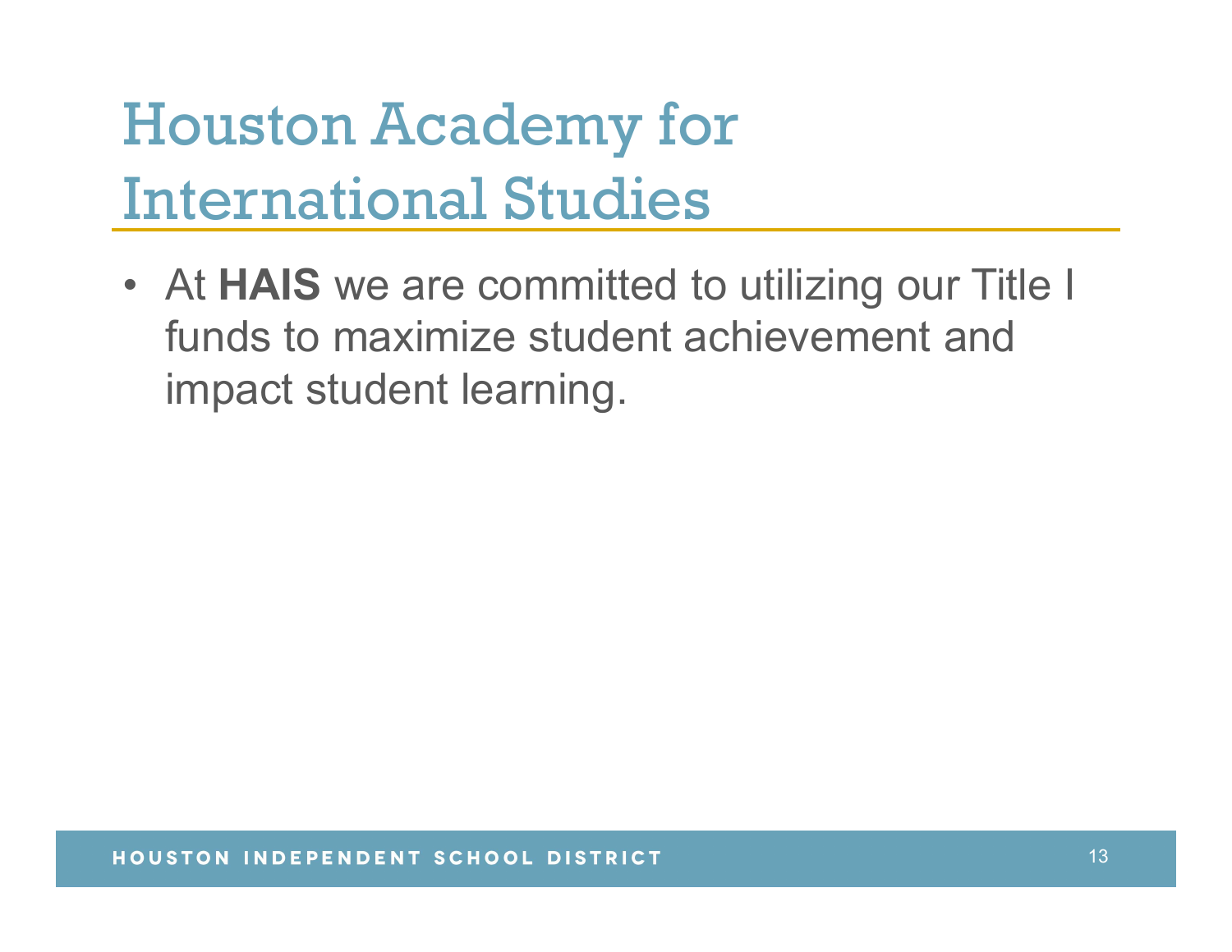# Houston Academy for International Studies

- At **HAIS** we are committed to utilizing our Title I funds to maximize student achievement and impact student learning.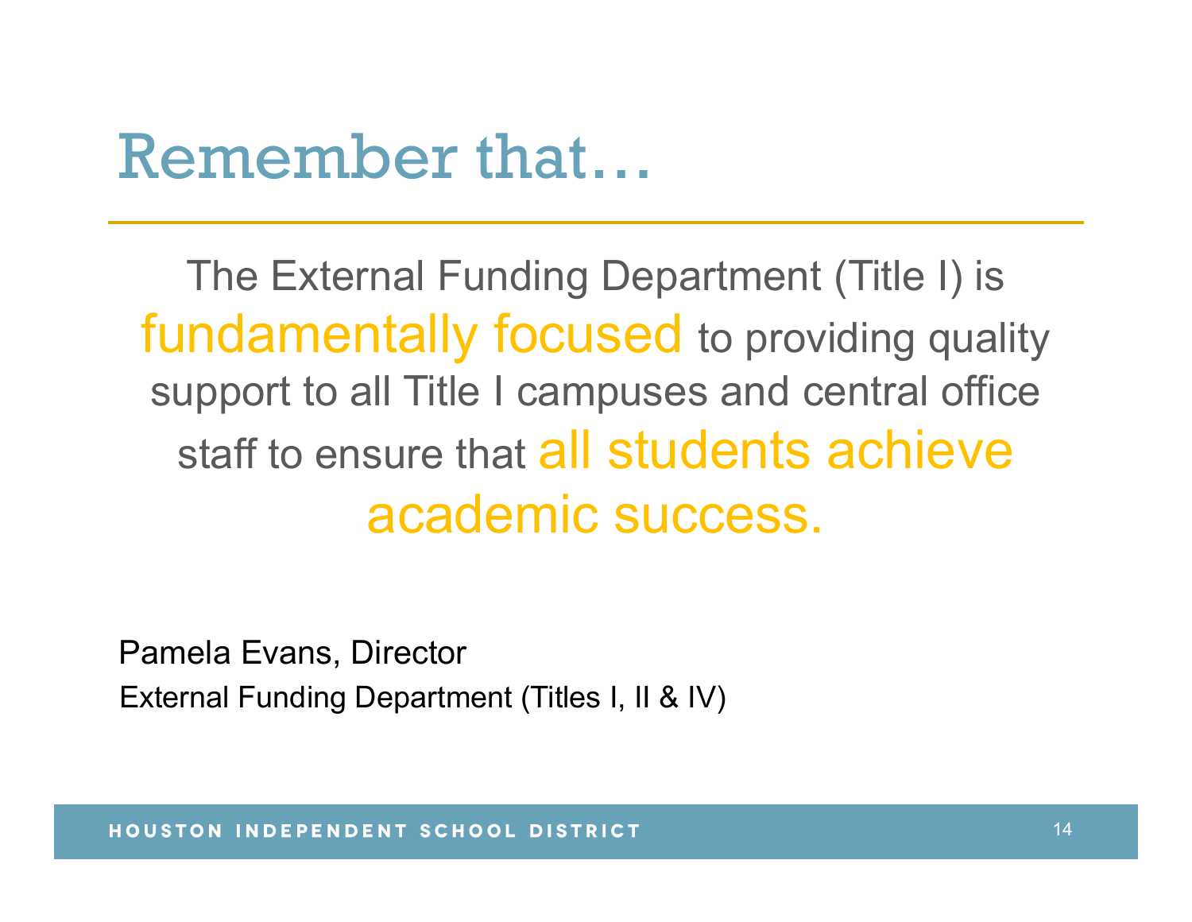# Remember that…

The External Funding Department (Title I) is **fundamentally focused** to providing quality support to all Title I campuses and central office staff to ensure that **all students achieve academic success.**

Pamela Evans, Director
External Funding Department (Titles I, II & IV)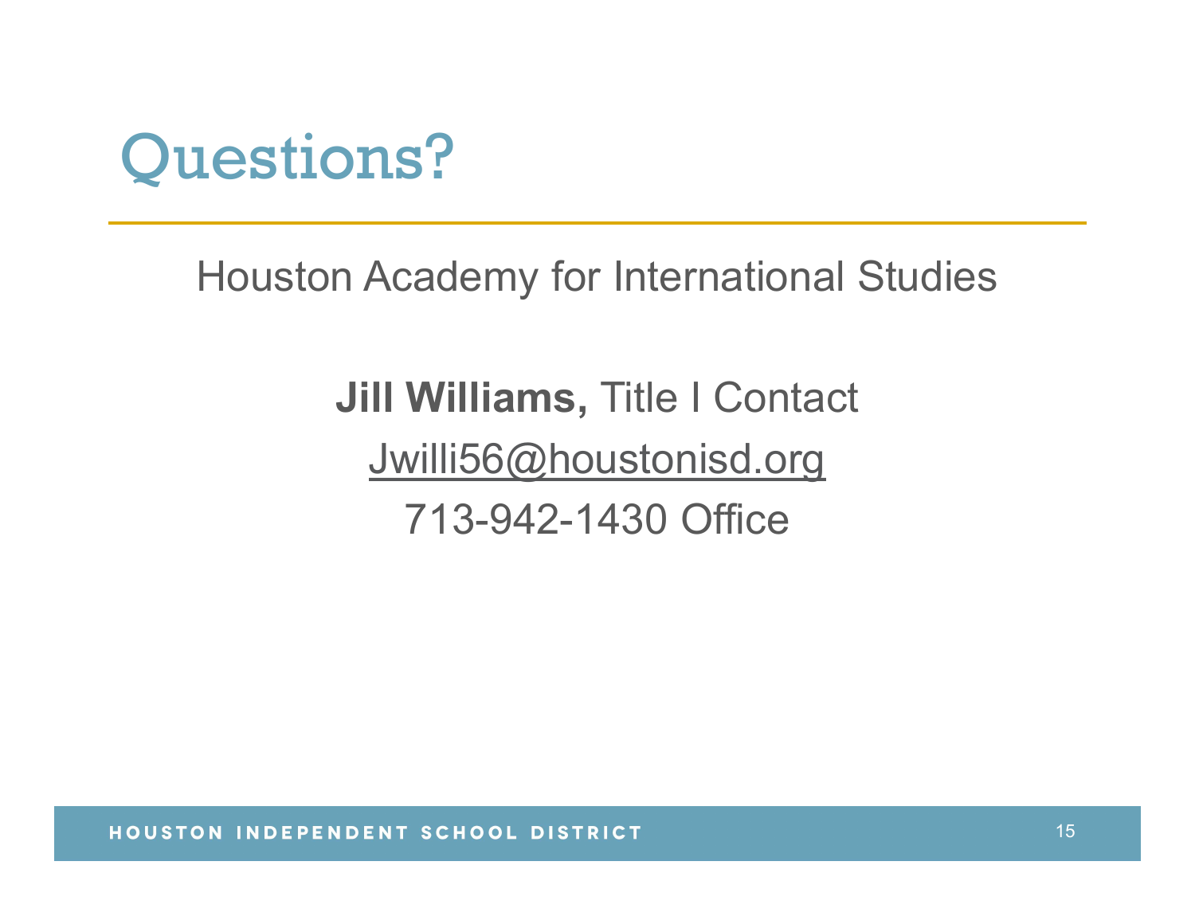# Questions?

Houston Academy for International Studies

**Jill Williams,** Title I Contact

Jwilli56@houstonisd.org

713-942-1430 Office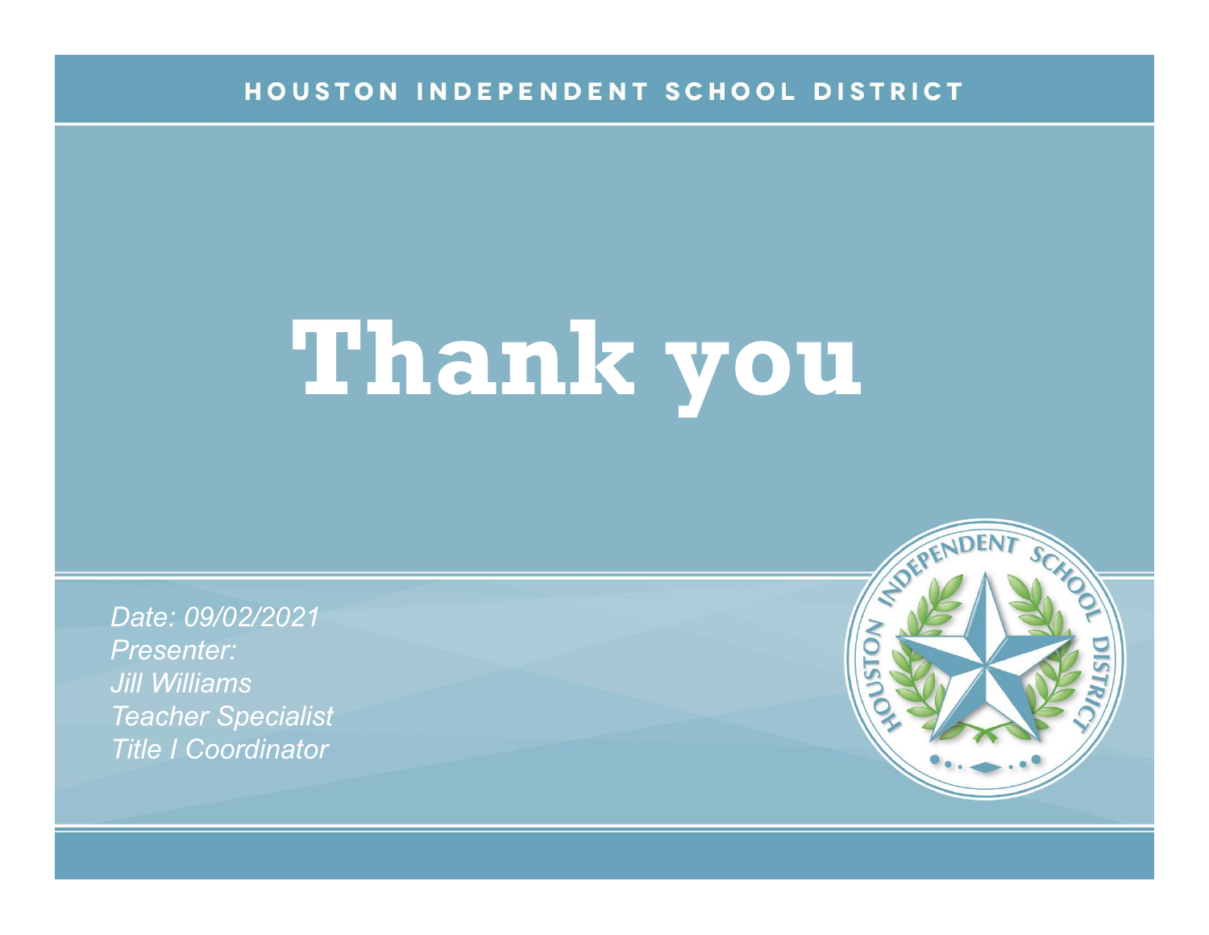HOUSTON INDEPENDENT SCHOOL DISTRICT

# Thank you

*Date: 09/02/2021*
*Presenter:*
*Jill Williams*
*Teacher Specialist*
*Title I Coordinator*